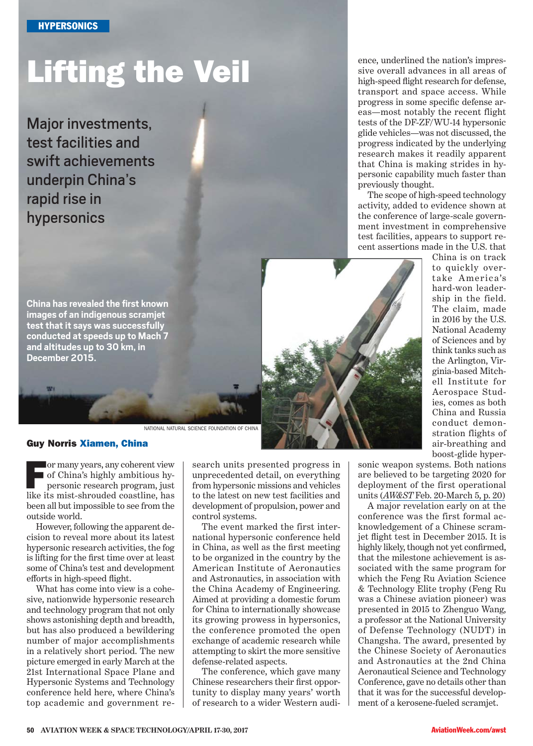HYPERSONICS

# Lifting the Veil

## Major investments, test facilities and swift achievements underpin China's rapid rise in hypersonics

**China has revealed the first known images of an indigenous scramjet test that it says was successfully conducted at speeds up to Mach 7 and altitudes up to 30 km, in December 2015.**

NATIONAL NATURAL SCIENCE FOUNDATION OF CHINA

**Guy Norris Xiamen, China**

For many years, any coherent view of China's highly ambitious hypersonic research program, just like its mist-shrouded coastline, has been all but impossible to see from the outside world.

However, following the apparent decision to reveal more about its latest hypersonic research activities, the fog is lifting for the first time over at least some of China's test and development efforts in high-speed flight.

What has come into view is a cohesive, nationwide hypersonic research and technology program that not only shows astonishing depth and breadth, but has also produced a bewildering number of major accomplishments in a relatively short period. The new picture emerged in early March at the 21st International Space Plane and Hypersonic Systems and Technology conference held here, where China's top academic and government research units presented progress in unprecedented detail, on everything from hypersonic missions and vehicles to the latest on new test facilities and development of propulsion, power and control systems.

The event marked the first international hypersonic conference held in China, as well as the first meeting to be organized in the country by the American Institute of Aeronautics and Astronautics, in association with the China Academy of Engineering. Aimed at providing a domestic forum for China to internationally showcase its growing prowess in hypersonics, the conference promoted the open exchange of academic research while attempting to skirt the more sensitive defense-related aspects.

The conference, which gave many Chinese researchers their first opportunity to display many years' worth of research to a wider Western audience, underlined the nation's impressive overall advances in all areas of high-speed flight research for defense, transport and space access. While progress in some specific defense areas—most notably the recent flight tests of the DF-ZF/WU-14 hypersonic glide vehicles—was not discussed, the progress indicated by the underlying research makes it readily apparent that China is making strides in hypersonic capability much faster than previously thought.

The scope of high-speed technology activity, added to evidence shown at the conference of large-scale government investment in comprehensive test facilities, appears to support recent assertions made in the U.S. that China is on track to quickly overtake America's hard-won leadership in the field. The claim, made in 2016 by the U.S. National Academy of Sciences and by think tanks such as the Arlington, Virginia-based Mitchell Institute for Aerospace Studies, comes as both China and Russia conduct demonstration flights of air-breathing and boost-glide hypersonic weapon systems. Both nations are believed to be targeting 2020 for deployment of the first operational units (*AW&ST* Feb. 20-March 5, p. 20)

A major revelation early on at the conference was the first formal acknowledgement of a Chinese scramjet flight test in December 2015. It is highly likely, though not yet confirmed, that the milestone achievement is associated with the same program for which the Feng Ru Aviation Science & Technology Elite trophy (Feng Ru was a Chinese aviation pioneer) was presented in 2015 to Zhenguo Wang, a professor at the National University of Defense Technology (NUDT) in Changsha. The award, presented by the Chinese Society of Aeronautics and Astronautics at the 2nd China Aeronautical Science and Technology Conference, gave no details other than that it was for the successful development of a kerosene-fueled scramjet.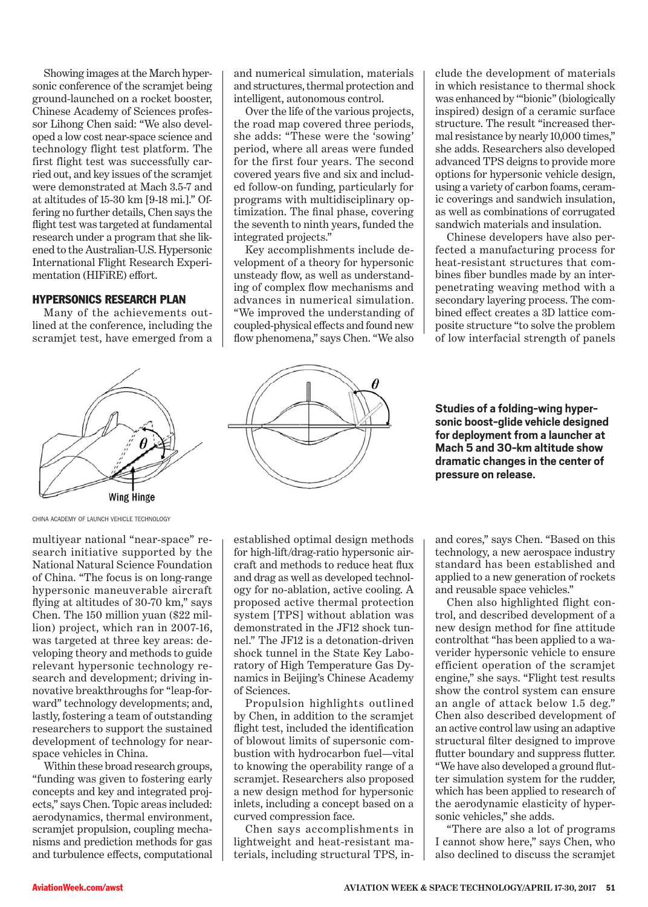Showing images at the March hypersonic conference of the scramjet being ground-launched on a rocket booster, Chinese Academy of Sciences professor Lihong Chen said: "We also developed a low cost near-space science and technology flight test platform. The first flight test was successfully carried out, and key issues of the scramjet were demonstrated at Mach 3.5-7 and at altitudes of 15-30 km [9-18 mi.]." Offering no further details, Chen says the flight test was targeted at fundamental research under a program that she likened to the Australian-U.S. Hypersonic International Flight Research Experimentation (HIFiRE) effort.

## HYPERSONICS RESEARCH PLAN

Many of the achievements outlined at the conference, including the scramjet test, have emerged from a multiyear national "near-space" research initiative supported by the National Natural Science Foundation of China. "The focus is on long-range hypersonic maneuverable aircraft flying at altitudes of 30-70 km," says Chen. The 150 million yuan ($22 million) project, which ran in 2007-16, was targeted at three key areas: developing theory and methods to guide relevant hypersonic technology research and development; driving innovative breakthroughs for "leap-forward" technology developments; and, lastly, fostering a team of outstanding researchers to support the sustained development of technology for near-space vehicles in China.

Within these broad research groups, "funding was given to fostering early concepts and key and integrated projects," says Chen. Topic areas included: aerodynamics, thermal environment, scramjet propulsion, coupling mechanisms and prediction methods for gas and turbulence effects, computational and numerical simulation, materials and structures, thermal protection and intelligent, autonomous control.

Over the life of the various projects, the road map covered three periods, she adds: "These were the 'sowing' period, where all areas were funded for the first four years. The second covered years five and six and included follow-on funding, particularly for programs with multidisciplinary optimization. The final phase, covering the seventh to ninth years, funded the integrated projects."

Key accomplishments include development of a theory for hypersonic unsteady flow, as well as understanding of complex flow mechanisms and advances in numerical simulation. "We improved the understanding of coupled-physical effects and found new flow phenomena," says Chen. "We also established optimal design methods for high-lift/drag-ratio hypersonic aircraft and methods to reduce heat flux and drag as well as developed technology for no-ablation, active cooling. A proposed active thermal protection system [TPS] without ablation was demonstrated in the JF12 shock tunnel." The JF12 is a detonation-driven shock tunnel in the State Key Laboratory of High Temperature Gas Dynamics in Beijing's Chinese Academy of Sciences.

Propulsion highlights outlined by Chen, in addition to the scramjet flight test, included the identification of blowout limits of supersonic combustion with hydrocarbon fuel—vital to knowing the operability range of a scramjet. Researchers also proposed a new design method for hypersonic inlets, including a concept based on a curved compression face.

Chen says accomplishments in lightweight and heat-resistant materials, including structural TPS, include the development of materials in which resistance to thermal shock was enhanced by "'bionic" (biologically inspired) design of a ceramic surface structure. The result "increased thermal resistance by nearly 10,000 times," she adds. Researchers also developed advanced TPS deigns to provide more options for hypersonic vehicle design, using a variety of carbon foams, ceramic coverings and sandwich insulation, as well as combinations of corrugated sandwich materials and insulation.

Chinese developers have also perfected a manufacturing process for heat-resistant structures that combines fiber bundles made by an interpenetrating weaving method with a secondary layering process. The combined effect creates a 3D lattice composite structure "to solve the problem of low interfacial strength of panels and cores," says Chen. "Based on this technology, a new aerospace industry standard has been established and applied to a new generation of rockets and reusable space vehicles."

Chen also highlighted flight control, and described development of a new design method for fine attitude controlthat "has been applied to a waverider hypersonic vehicle to ensure efficient operation of the scramjet engine," she says. "Flight test results show the control system can ensure an angle of attack below 1.5 deg." Chen also described development of an active control law using an adaptive structural filter designed to improve flutter boundary and suppress flutter. "We have also developed a ground flutter simulation system for the rudder, which has been applied to research of the aerodynamic elasticity of hypersonic vehicles," she adds.

"There are also a lot of programs I cannot show here," says Chen, who also declined to discuss the scramjet

Wing Hinge

CHINA ACADEMY OF LAUNCH VEHICLE TECHNOLOGY

**Studies of a folding-wing hypersonic boost-glide vehicle designed for deployment from a launcher at Mach 5 and 30-km altitude show dramatic changes in the center of pressure on release.**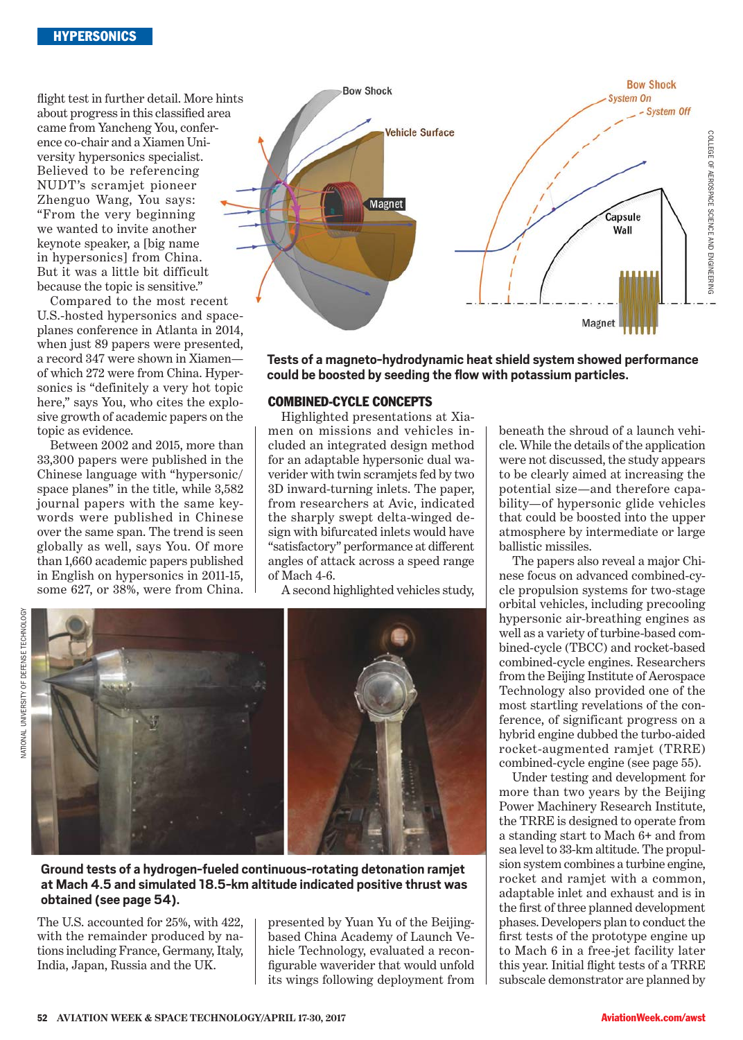flight test in further detail. More hints about progress in this classified area came from Yancheng You, conference co-chair and a Xiamen University hypersonics specialist. Believed to be referencing NUDT's scramjet pioneer Zhenguo Wang, You says: "From the very beginning we wanted to invite another keynote speaker, a [big name in hypersonics] from China. But it was a little bit difficult because the topic is sensitive."

Compared to the most recent U.S.-hosted hypersonics and spaceplanes conference in Atlanta in 2014, when just 89 papers were presented, a record 347 were shown in Xiamen—of which 272 were from China. Hypersonics is "definitely a very hot topic here," says You, who cites the explosive growth of academic papers on the topic as evidence.

Between 2002 and 2015, more than 33,300 papers were published in the Chinese language with "hypersonic/space planes" in the title, while 3,582 journal papers with the same keywords were published in Chinese over the same span. The trend is seen globally as well, says You. Of more than 1,660 academic papers published in English on hypersonics in 2011-15, some 627, or 38%, were from China. The U.S. accounted for 25%, with 422, with the remainder produced by nations including France, Germany, Italy, India, Japan, Russia and the UK.

**Tests of a magneto-hydrodynamic heat shield system showed performance could be boosted by seeding the flow with potassium particles.**

## COMBINED-CYCLE CONCEPTS

Highlighted presentations at Xiamen on missions and vehicles included an integrated design method for an adaptable hypersonic dual waverider with twin scramjets fed by two 3D inward-turning inlets. The paper, from researchers at Avic, indicated the sharply swept delta-winged design with bifurcated inlets would have "satisfactory" performance at different angles of attack across a speed range of Mach 4-6.

A second highlighted vehicles study, presented by Yuan Yu of the Beijing-based China Academy of Launch Vehicle Technology, evaluated a reconfigurable waverider that would unfold its wings following deployment from beneath the shroud of a launch vehicle. While the details of the application were not discussed, the study appears to be clearly aimed at increasing the potential size—and therefore capability—of hypersonic glide vehicles that could be boosted into the upper atmosphere by intermediate or large ballistic missiles.

The papers also reveal a major Chinese focus on advanced combined-cycle propulsion systems for two-stage orbital vehicles, including precooling hypersonic air-breathing engines as well as a variety of turbine-based combined-cycle (TBCC) and rocket-based combined-cycle engines. Researchers from the Beijing Institute of Aerospace Technology also provided one of the most startling revelations of the conference, of significant progress on a hybrid engine dubbed the turbo-aided rocket-augmented ramjet (TRRE) combined-cycle engine (see page 55).

Under testing and development for more than two years by the Beijing Power Machinery Research Institute, the TRRE is designed to operate from a standing start to Mach 6+ and from sea level to 33-km altitude. The propulsion system combines a turbine engine, rocket and ramjet with a common, adaptable inlet and exhaust and is in the first of three planned development phases. Developers plan to conduct the first tests of the prototype engine up to Mach 6 in a free-jet facility later this year. Initial flight tests of a TRRE subscale demonstrator are planned by

**Ground tests of a hydrogen-fueled continuous-rotating detonation ramjet at Mach 4.5 and simulated 18.5-km altitude indicated positive thrust was obtained (see page 54).**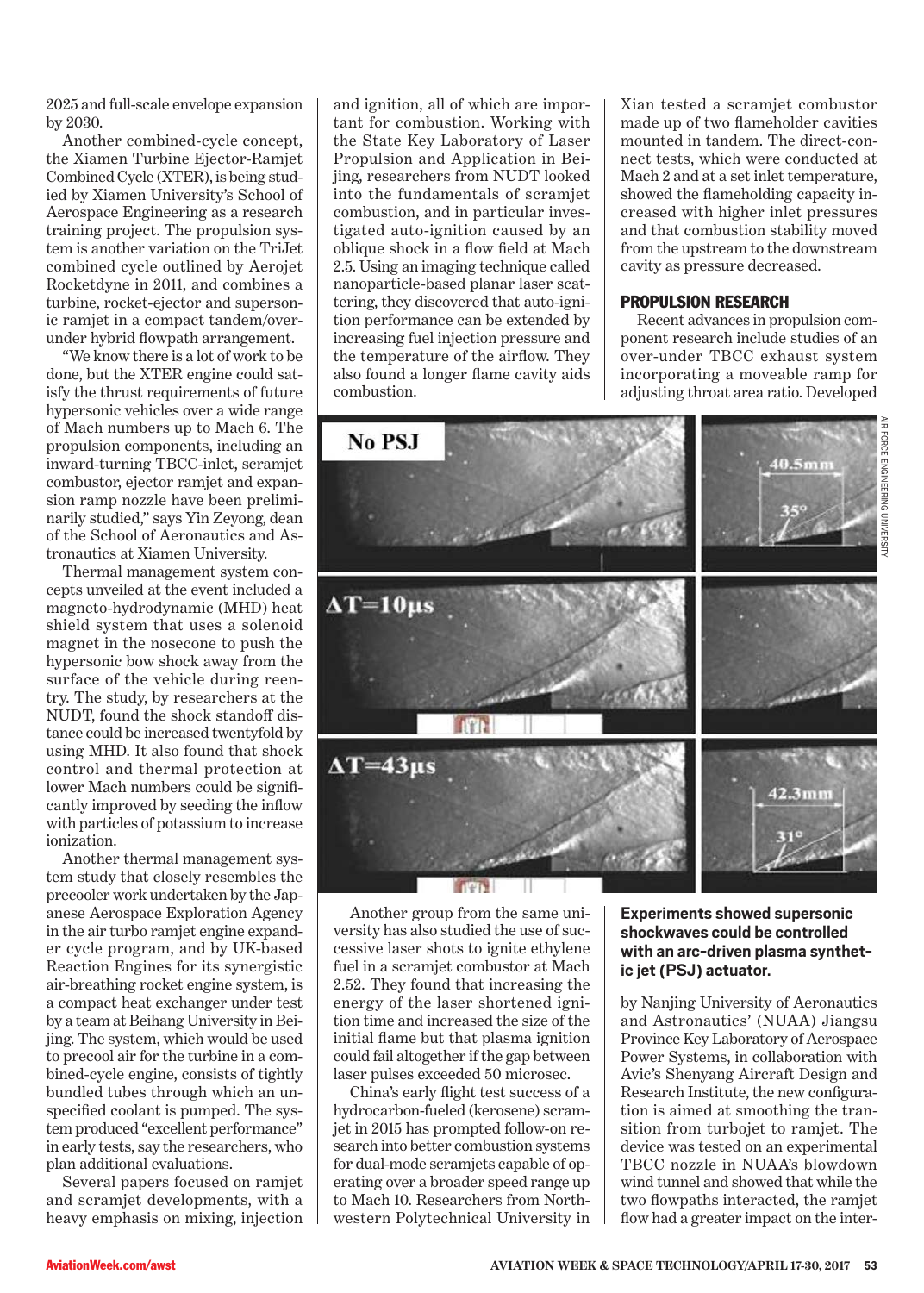2025 and full-scale envelope expansion by 2030.

Another combined-cycle concept, the Xiamen Turbine Ejector-Ramjet Combined Cycle (XTER), is being studied by Xiamen University's School of Aerospace Engineering as a research training project. The propulsion system is another variation on the TriJet combined cycle outlined by Aerojet Rocketdyne in 2011, and combines a turbine, rocket-ejector and supersonic ramjet in a compact tandem/over-under hybrid flowpath arrangement.

"We know there is a lot of work to be done, but the XTER engine could satisfy the thrust requirements of future hypersonic vehicles over a wide range of Mach numbers up to Mach 6. The propulsion components, including an inward-turning TBCC-inlet, scramjet combustor, ejector ramjet and expansion ramp nozzle have been preliminarily studied," says Yin Zeyong, dean of the School of Aeronautics and Astronautics at Xiamen University.

Thermal management system concepts unveiled at the event included a magneto-hydrodynamic (MHD) heat shield system that uses a solenoid magnet in the nosecone to push the hypersonic bow shock away from the surface of the vehicle during reentry. The study, by researchers at the NUDT, found the shock standoff distance could be increased twentyfold by using MHD. It also found that shock control and thermal protection at lower Mach numbers could be significantly improved by seeding the inflow with particles of potassium to increase ionization.

Another thermal management system study that closely resembles the precooler work undertaken by the Japanese Aerospace Exploration Agency in the air turbo ramjet engine expander cycle program, and by UK-based Reaction Engines for its synergistic air-breathing rocket engine system, is a compact heat exchanger under test by a team at Beihang University in Beijing. The system, which would be used to precool air for the turbine in a combined-cycle engine, consists of tightly bundled tubes through which an unspecified coolant is pumped. The system produced "excellent performance" in early tests, say the researchers, who plan additional evaluations.

Several papers focused on ramjet and scramjet developments, with a heavy emphasis on mixing, injection and ignition, all of which are important for combustion. Working with the State Key Laboratory of Laser Propulsion and Application in Beijing, researchers from NUDT looked into the fundamentals of scramjet combustion, and in particular investigated auto-ignition caused by an oblique shock in a flow field at Mach 2.5. Using an imaging technique called nanoparticle-based planar laser scattering, they discovered that auto-ignition performance can be extended by increasing fuel injection pressure and the temperature of the airflow. They also found a longer flame cavity aids combustion.

Another group from the same university has also studied the use of successive laser shots to ignite ethylene fuel in a scramjet combustor at Mach 2.52. They found that increasing the energy of the laser shortened ignition time and increased the size of the initial flame but that plasma ignition could fail altogether if the gap between laser pulses exceeded 50 microsec.

China's early flight test success of a hydrocarbon-fueled (kerosene) scramjet in 2015 has prompted follow-on research into better combustion systems for dual-mode scramjets capable of operating over a broader speed range up to Mach 10. Researchers from Northwestern Polytechnical University in Xian tested a scramjet combustor made up of two flameholder cavities mounted in tandem. The direct-connect tests, which were conducted at Mach 2 and at a set inlet temperature, showed the flameholding capacity increased with higher inlet pressures and that combustion stability moved from the upstream to the downstream cavity as pressure decreased.

## PROPULSION RESEARCH

Recent advances in propulsion component research include studies of an over-under TBCC exhaust system incorporating a moveable ramp for adjusting throat area ratio. Developed by Nanjing University of Aeronautics and Astronautics' (NUAA) Jiangsu Province Key Laboratory of Aerospace Power Systems, in collaboration with Avic's Shenyang Aircraft Design and Research Institute, the new configuration is aimed at smoothing the transition from turbojet to ramjet. The device was tested on an experimental TBCC nozzle in NUAA's blowdown wind tunnel and showed that while the two flowpaths interacted, the ramjet flow had a greater impact on the inter-

**Experiments showed supersonic shockwaves could be controlled with an arc-driven plasma synthetic jet (PSJ) actuator.**

AIR FORCE ENGINEERING UNIVERSITY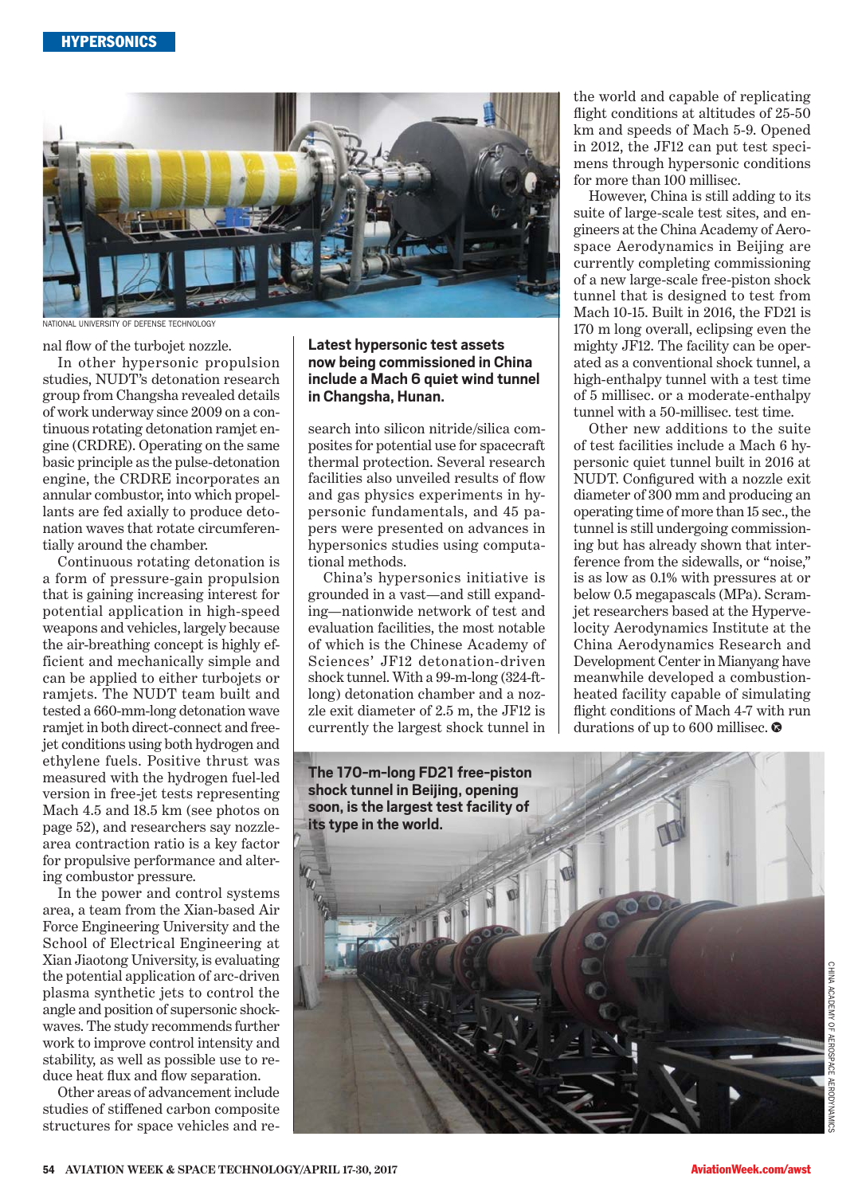nal flow of the turbojet nozzle.

In other hypersonic propulsion studies, NUDT's detonation research group from Changsha revealed details of work underway since 2009 on a continuous rotating detonation ramjet engine (CRDRE). Operating on the same basic principle as the pulse-detonation engine, the CRDRE incorporates an annular combustor, into which propellants are fed axially to produce detonation waves that rotate circumferentially around the chamber.

Continuous rotating detonation is a form of pressure-gain propulsion that is gaining increasing interest for potential application in high-speed weapons and vehicles, largely because the air-breathing concept is highly efficient and mechanically simple and can be applied to either turbojets or ramjets. The NUDT team built and tested a 660-mm-long detonation wave ramjet in both direct-connect and free-jet conditions using both hydrogen and ethylene fuels. Positive thrust was measured with the hydrogen fuel-led version in free-jet tests representing Mach 4.5 and 18.5 km (see photos on page 52), and researchers say nozzle-area contraction ratio is a key factor for propulsive performance and altering combustor pressure.

In the power and control systems area, a team from the Xian-based Air Force Engineering University and the School of Electrical Engineering at Xian Jiaotong University, is evaluating the potential application of arc-driven plasma synthetic jets to control the angle and position of supersonic shockwaves. The study recommends further work to improve control intensity and stability, as well as possible use to reduce heat flux and flow separation.

Other areas of advancement include studies of stiffened carbon composite structures for space vehicles and research into silicon nitride/silica composites for potential use for spacecraft thermal protection. Several research facilities also unveiled results of flow and gas physics experiments in hypersonic fundamentals, and 45 papers were presented on advances in hypersonics studies using computational methods.

China's hypersonics initiative is grounded in a vast—and still expanding—nationwide network of test and evaluation facilities, the most notable of which is the Chinese Academy of Sciences' JF12 detonation-driven shock tunnel. With a 99-m-long (324-ft-long) detonation chamber and a nozzle exit diameter of 2.5 m, the JF12 is currently the largest shock tunnel in the world and capable of replicating flight conditions at altitudes of 25-50 km and speeds of Mach 5-9. Opened in 2012, the JF12 can put test specimens through hypersonic conditions for more than 100 millisec.

However, China is still adding to its suite of large-scale test sites, and engineers at the China Academy of Aerospace Aerodynamics in Beijing are currently completing commissioning of a new large-scale free-piston shock tunnel that is designed to test from Mach 10-15. Built in 2016, the FD21 is 170 m long overall, eclipsing even the mighty JF12. The facility can be operated as a conventional shock tunnel, a high-enthalpy tunnel with a test time of 5 millisec. or a moderate-enthalpy tunnel with a 50-millisec. test time.

Other new additions to the suite of test facilities include a Mach 6 hypersonic quiet tunnel built in 2016 at NUDT. Configured with a nozzle exit diameter of 300 mm and producing an operating time of more than 15 sec., the tunnel is still undergoing commissioning but has already shown that interference from the sidewalls, or "noise," is as low as 0.1% with pressures at or below 0.5 megapascals (MPa). Scramjet researchers based at the Hypervelocity Aerodynamics Institute at the China Aerodynamics Research and Development Center in Mianyang have meanwhile developed a combustion-heated facility capable of simulating flight conditions of Mach 4-7 with run durations of up to 600 millisec.

NATIONAL UNIVERSITY OF DEFENSE TECHNOLOGY

**Latest hypersonic test assets now being commissioned in China include a Mach 6 quiet wind tunnel in Changsha, Hunan.**

**The 170-m-long FD21 free-piston shock tunnel in Beijing, opening soon, is the largest test facility of its type in the world.**

CHINA ACADEMY OF AEROSPACE AERODYNAMICS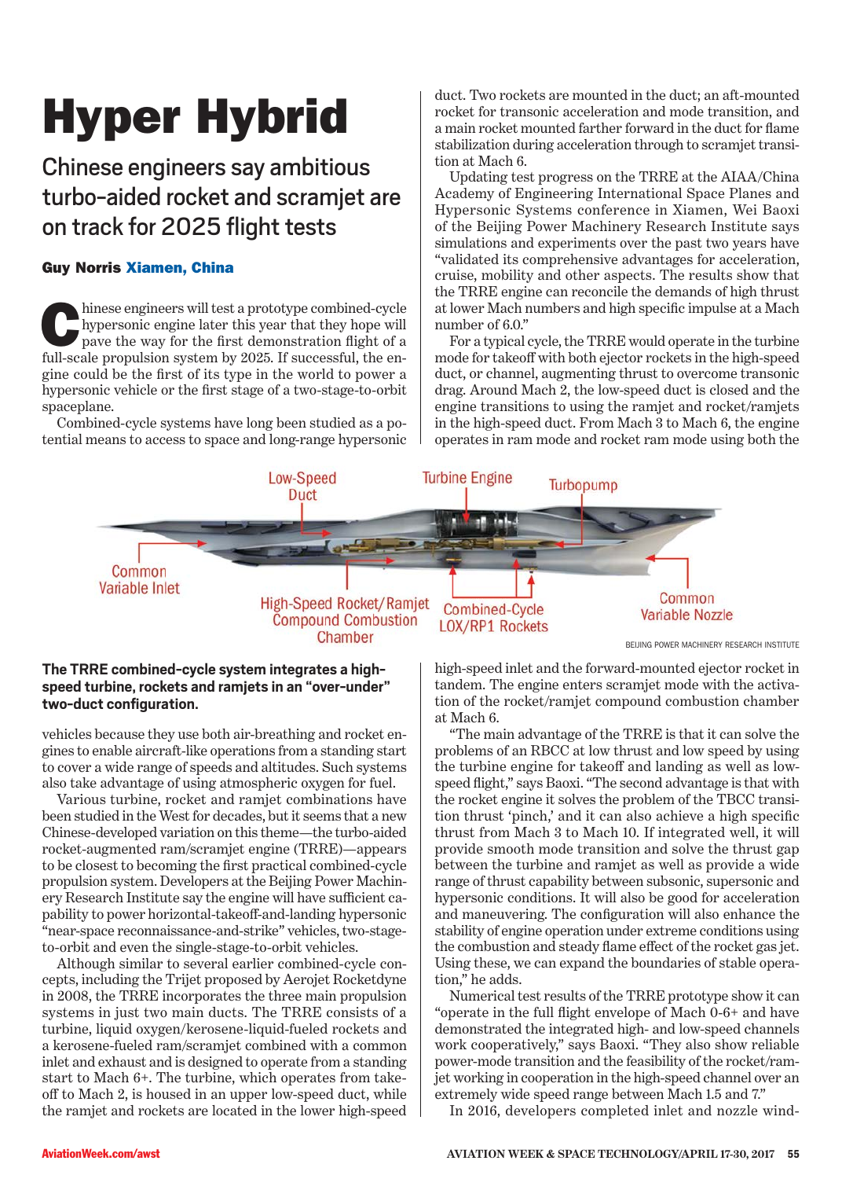# Hyper Hybrid

## Chinese engineers say ambitious turbo-aided rocket and scramjet are on track for 2025 flight tests

**Guy Norris Xiamen, China**

Chinese engineers will test a prototype combined-cycle hypersonic engine later this year that they hope will pave the way for the first demonstration flight of a full-scale propulsion system by 2025. If successful, the engine could be the first of its type in the world to power a hypersonic vehicle or the first stage of a two-stage-to-orbit spaceplane.

Combined-cycle systems have long been studied as a potential means to access to space and long-range hypersonic vehicles because they use both air-breathing and rocket engines to enable aircraft-like operations from a standing start to cover a wide range of speeds and altitudes. Such systems also take advantage of using atmospheric oxygen for fuel.

Various turbine, rocket and ramjet combinations have been studied in the West for decades, but it seems that a new Chinese-developed variation on this theme—the turbo-aided rocket-augmented ram/scramjet engine (TRRE)—appears to be closest to becoming the first practical combined-cycle propulsion system. Developers at the Beijing Power Machinery Research Institute say the engine will have sufficient capability to power horizontal-takeoff-and-landing hypersonic "near-space reconnaissance-and-strike" vehicles, two-stage-to-orbit and even the single-stage-to-orbit vehicles.

Although similar to several earlier combined-cycle concepts, including the Trijet proposed by Aerojet Rocketdyne in 2008, the TRRE incorporates the three main propulsion systems in just two main ducts. The TRRE consists of a turbine, liquid oxygen/kerosene-liquid-fueled rockets and a kerosene-fueled ram/scramjet combined with a common inlet and exhaust and is designed to operate from a standing start to Mach 6+. The turbine, which operates from takeoff to Mach 2, is housed in an upper low-speed duct, while the ramjet and rockets are located in the lower high-speed duct. Two rockets are mounted in the duct; an aft-mounted rocket for transonic acceleration and mode transition, and a main rocket mounted farther forward in the duct for flame stabilization during acceleration through to scramjet transition at Mach 6.

Updating test progress on the TRRE at the AIAA/China Academy of Engineering International Space Planes and Hypersonic Systems conference in Xiamen, Wei Baoxi of the Beijing Power Machinery Research Institute says simulations and experiments over the past two years have "validated its comprehensive advantages for acceleration, cruise, mobility and other aspects. The results show that the TRRE engine can reconcile the demands of high thrust at lower Mach numbers and high specific impulse at a Mach number of 6.0."

For a typical cycle, the TRRE would operate in the turbine mode for takeoff with both ejector rockets in the high-speed duct, or channel, augmenting thrust to overcome transonic drag. Around Mach 2, the low-speed duct is closed and the engine transitions to using the ramjet and rocket/ramjets in the high-speed duct. From Mach 3 to Mach 6, the engine operates in ram mode and rocket ram mode using both the high-speed inlet and the forward-mounted ejector rocket in tandem. The engine enters scramjet mode with the activation of the rocket/ramjet compound combustion chamber at Mach 6.

Low-Speed Duct | Turbine Engine | Turbopump | Common Variable Inlet | High-Speed Rocket/Ramjet Compound Combustion Chamber | Combined-Cycle LOX/RP1 Rockets | Common Variable Nozzle

BEIJING POWER MACHINERY RESEARCH INSTITUTE

**The TRRE combined-cycle system integrates a high-speed turbine, rockets and ramjets in an "over-under" two-duct configuration.**

"The main advantage of the TRRE is that it can solve the problems of an RBCC at low thrust and low speed by using the turbine engine for takeoff and landing as well as low-speed flight," says Baoxi. "The second advantage is that with the rocket engine it solves the problem of the TBCC transition thrust 'pinch,' and it can also achieve a high specific thrust from Mach 3 to Mach 10. If integrated well, it will provide smooth mode transition and solve the thrust gap between the turbine and ramjet as well as provide a wide range of thrust capability between subsonic, supersonic and hypersonic conditions. It will also be good for acceleration and maneuvering. The configuration will also enhance the stability of engine operation under extreme conditions using the combustion and steady flame effect of the rocket gas jet. Using these, we can expand the boundaries of stable operation," he adds.

Numerical test results of the TRRE prototype show it can "operate in the full flight envelope of Mach 0-6+ and have demonstrated the integrated high- and low-speed channels work cooperatively," says Baoxi. "They also show reliable power-mode transition and the feasibility of the rocket/ramjet working in cooperation in the high-speed channel over an extremely wide speed range between Mach 1.5 and 7."

In 2016, developers completed inlet and nozzle wind-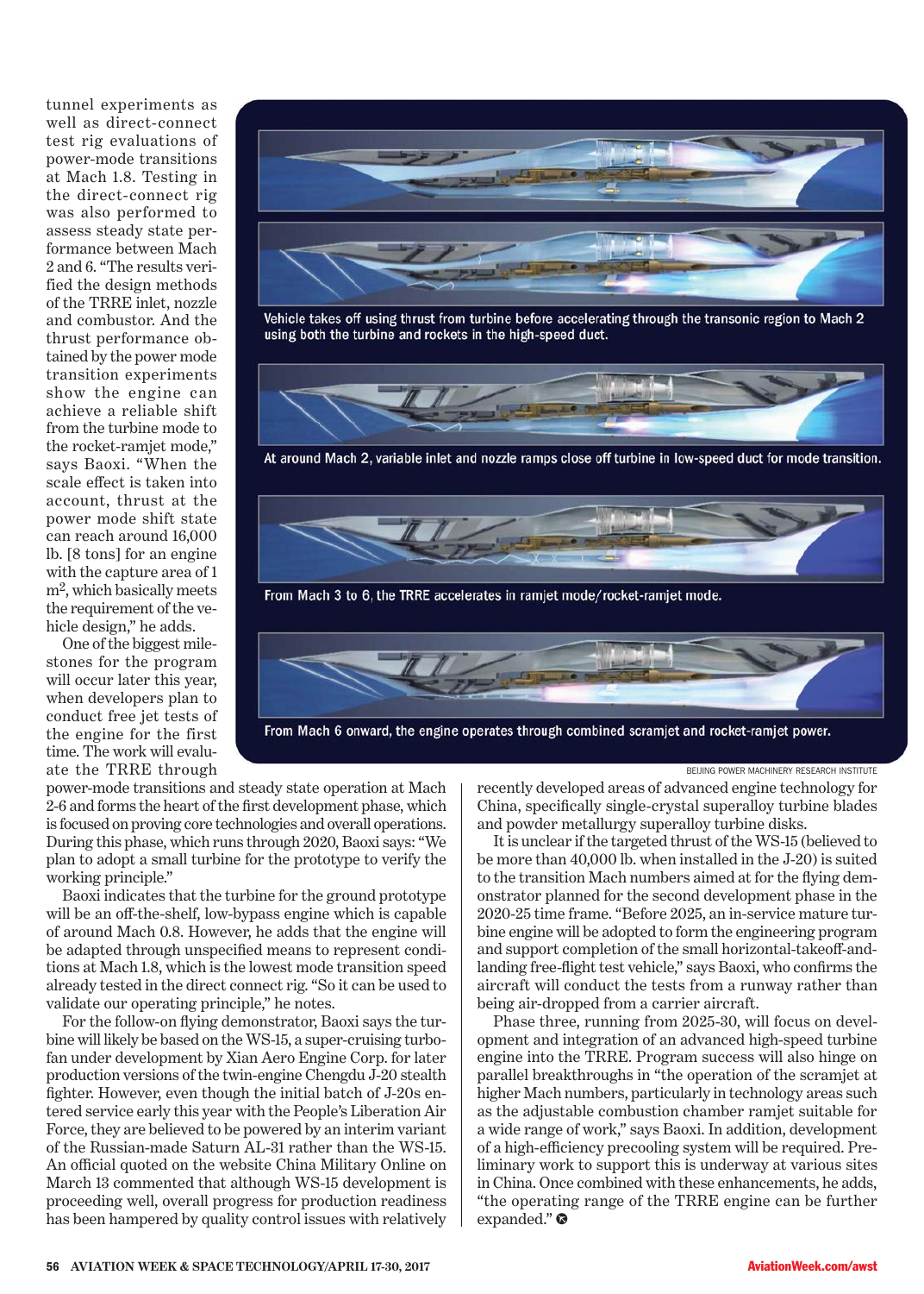tunnel experiments as well as direct-connect test rig evaluations of power-mode transitions at Mach 1.8. Testing in the direct-connect rig was also performed to assess steady state performance between Mach 2 and 6. "The results verified the design methods of the TRRE inlet, nozzle and combustor. And the thrust performance obtained by the power mode transition experiments show the engine can achieve a reliable shift from the turbine mode to the rocket-ramjet mode," says Baoxi. "When the scale effect is taken into account, thrust at the power mode shift state can reach around 16,000 lb. [8 tons] for an engine with the capture area of 1 $m^2$, which basically meets the requirement of the vehicle design," he adds.

One of the biggest milestones for the program will occur later this year, when developers plan to conduct free jet tests of the engine for the first time. The work will evaluate the TRRE through power-mode transitions and steady state operation at Mach 2-6 and forms the heart of the first development phase, which is focused on proving core technologies and overall operations. During this phase, which runs through 2020, Baoxi says: "We plan to adopt a small turbine for the prototype to verify the working principle."

Baoxi indicates that the turbine for the ground prototype will be an off-the-shelf, low-bypass engine which is capable of around Mach 0.8. However, he adds that the engine will be adapted through unspecified means to represent conditions at Mach 1.8, which is the lowest mode transition speed already tested in the direct connect rig. "So it can be used to validate our operating principle," he notes.

For the follow-on flying demonstrator, Baoxi says the turbine will likely be based on the WS-15, a super-cruising turbofan under development by Xian Aero Engine Corp. for later production versions of the twin-engine Chengdu J-20 stealth fighter. However, even though the initial batch of J-20s entered service early this year with the People's Liberation Air Force, they are believed to be powered by an interim variant of the Russian-made Saturn AL-31 rather than the WS-15. An official quoted on the website China Military Online on March 13 commented that although WS-15 development is proceeding well, overall progress for production readiness has been hampered by quality control issues with relatively recently developed areas of advanced engine technology for China, specifically single-crystal superalloy turbine blades and powder metallurgy superalloy turbine disks.

It is unclear if the targeted thrust of the WS-15 (believed to be more than 40,000 lb. when installed in the J-20) is suited to the transition Mach numbers aimed at for the flying demonstrator planned for the second development phase in the 2020-25 time frame. "Before 2025, an in-service mature turbine engine will be adopted to form the engineering program and support completion of the small horizontal-takeoff-and-landing free-flight test vehicle," says Baoxi, who confirms the aircraft will conduct the tests from a runway rather than being air-dropped from a carrier aircraft.

Phase three, running from 2025-30, will focus on development and integration of an advanced high-speed turbine engine into the TRRE. Program success will also hinge on parallel breakthroughs in "the operation of the scramjet at higher Mach numbers, particularly in technology areas such as the adjustable combustion chamber ramjet suitable for a wide range of work," says Baoxi. In addition, development of a high-efficiency precooling system will be required. Preliminary work to support this is underway at various sites in China. Once combined with these enhancements, he adds, "the operating range of the TRRE engine can be further expanded."

Vehicle takes off using thrust from turbine before accelerating through the transonic region to Mach 2 using both the turbine and rockets in the high-speed duct.

At around Mach 2, variable inlet and nozzle ramps close off turbine in low-speed duct for mode transition.

From Mach 3 to 6, the TRRE accelerates in ramjet mode/rocket-ramjet mode.

From Mach 6 onward, the engine operates through combined scramjet and rocket-ramjet power.

BEIJING POWER MACHINERY RESEARCH INSTITUTE